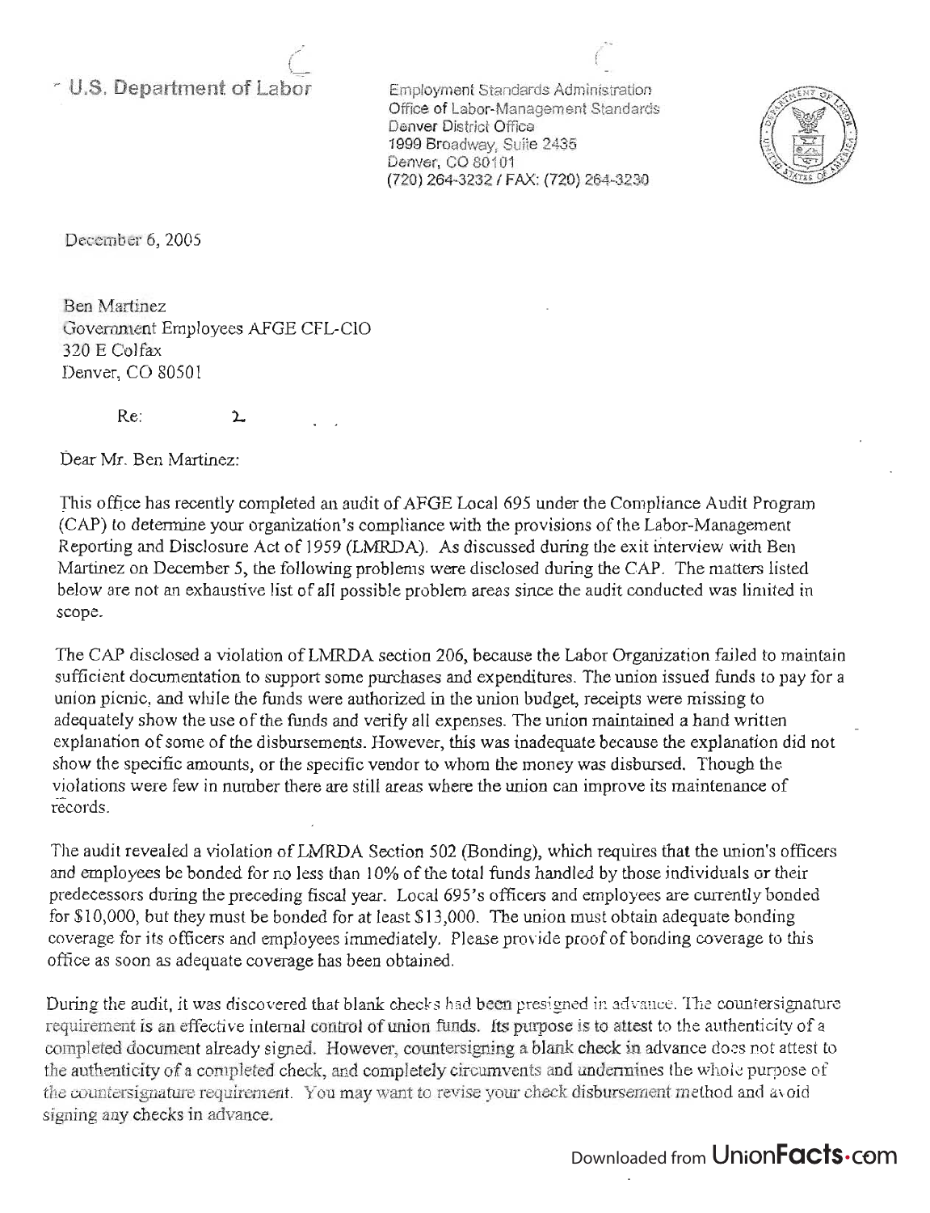U.S. Department of Labor

Employment Standards Administration
Office of Labor-Management Standards
Denver District Office
1999 Broadway, Suite 2435
Denver, CO 80101
(720) 264-3232 / FAX: (720) 264-3230

December 6, 2005

Ben Martinez
Government Employees AFGE CFL-CIO
320 E Colfax
Denver, CO 80501

Re: 2

Dear Mr. Ben Martinez:

This office has recently completed an audit of AFGE Local 695 under the Compliance Audit Program (CAP) to determine your organization's compliance with the provisions of the Labor-Management Reporting and Disclosure Act of 1959 (LMRDA). As discussed during the exit interview with Ben Martinez on December 5, the following problems were disclosed during the CAP. The matters listed below are not an exhaustive list of all possible problem areas since the audit conducted was limited in scope.

The CAP disclosed a violation of LMRDA section 206, because the Labor Organization failed to maintain sufficient documentation to support some purchases and expenditures. The union issued funds to pay for a union picnic, and while the funds were authorized in the union budget, receipts were missing to adequately show the use of the funds and verify all expenses. The union maintained a hand written explanation of some of the disbursements. However, this was inadequate because the explanation did not show the specific amounts, or the specific vendor to whom the money was disbursed. Though the violations were few in number there are still areas where the union can improve its maintenance of records.

The audit revealed a violation of LMRDA Section 502 (Bonding), which requires that the union's officers and employees be bonded for no less than 10% of the total funds handled by those individuals or their predecessors during the preceding fiscal year. Local 695's officers and employees are currently bonded for $10,000, but they must be bonded for at least $13,000. The union must obtain adequate bonding coverage for its officers and employees immediately. Please provide proof of bonding coverage to this office as soon as adequate coverage has been obtained.

During the audit, it was discovered that blank checks had been presigned in advance. The countersignature requirement is an effective internal control of union funds. Its purpose is to attest to the authenticity of a completed document already signed. However, countersigning a blank check in advance does not attest to the authenticity of a completed check, and completely circumvents and undermines the whole purpose of the countersignature requirement. You may want to revise your check disbursement method and avoid signing any checks in advance.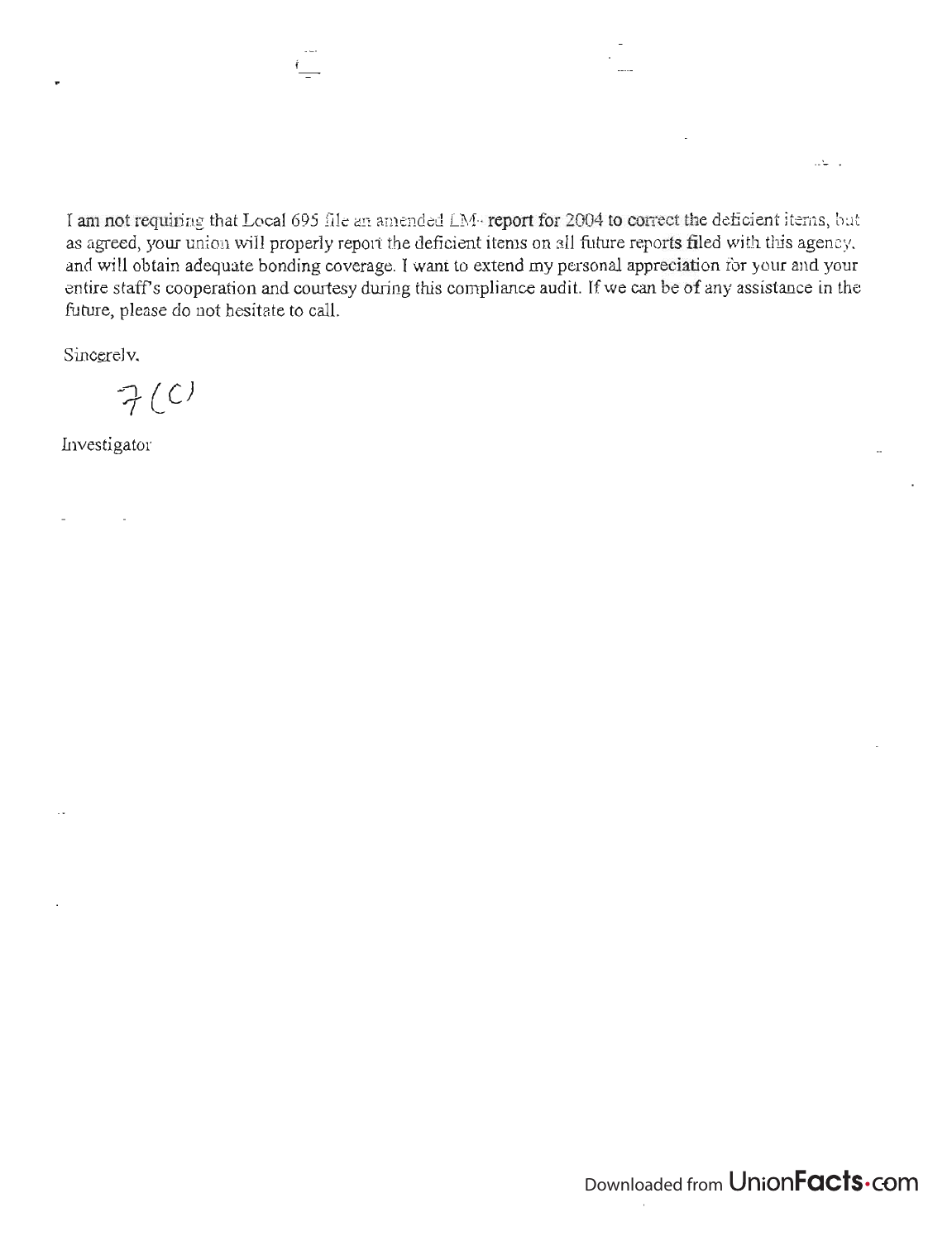I am not requiring that Local 695 file an amended LM- report for 2004 to correct the deficient items, but as agreed, your union will properly report the deficient items on all future reports filed with this agency, and will obtain adequate bonding coverage. I want to extend my personal appreciation for your and your entire staff's cooperation and courtesy during this compliance audit. If we can be of any assistance in the future, please do not hesitate to call.

Sincerely,

7(C)

Investigator